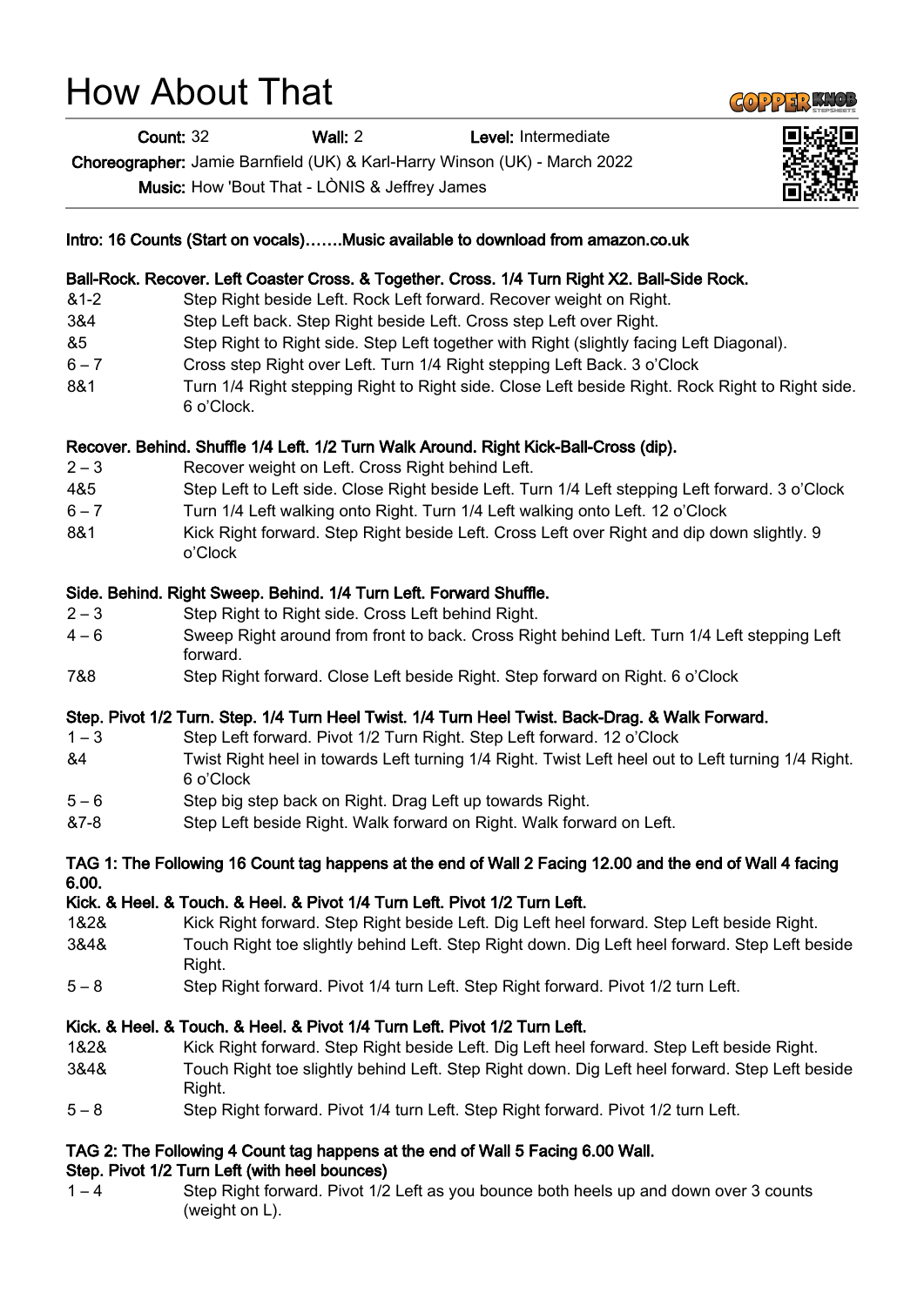# How About That

**Count:** 32 **Wall:** 2 **Level:** Intermediate

**Choreographer:** Jamie Barnfield (UK) & Karl-Harry Winson (UK) - March 2022

**Music:** How 'Bout That - LÒNIS & Jeffrey James

**Intro: 16 Counts (Start on vocals)…….Music available to download from amazon.co.uk**

**Ball-Rock. Recover. Left Coaster Cross. & Together. Cross. 1/4 Turn Right X2. Ball-Side Rock.**

| | |
|---|---|
| &1-2 | Step Right beside Left. Rock Left forward. Recover weight on Right. |
| 3&4 | Step Left back. Step Right beside Left. Cross step Left over Right. |
| &5 | Step Right to Right side. Step Left together with Right (slightly facing Left Diagonal). |
| 6 – 7 | Cross step Right over Left. Turn 1/4 Right stepping Left Back. 3 o'Clock |
| 8&1 | Turn 1/4 Right stepping Right to Right side. Close Left beside Right. Rock Right to Right side. 6 o'Clock. |

**Recover. Behind. Shuffle 1/4 Left. 1/2 Turn Walk Around. Right Kick-Ball-Cross (dip).**

| | |
|---|---|
| 2 – 3 | Recover weight on Left. Cross Right behind Left. |
| 4&5 | Step Left to Left side. Close Right beside Left. Turn 1/4 Left stepping Left forward. 3 o'Clock |
| 6 – 7 | Turn 1/4 Left walking onto Right. Turn 1/4 Left walking onto Left. 12 o'Clock |
| 8&1 | Kick Right forward. Step Right beside Left. Cross Left over Right and dip down slightly. 9 o'Clock |

**Side. Behind. Right Sweep. Behind. 1/4 Turn Left. Forward Shuffle.**

| | |
|---|---|
| 2 – 3 | Step Right to Right side. Cross Left behind Right. |
| 4 – 6 | Sweep Right around from front to back. Cross Right behind Left. Turn 1/4 Left stepping Left forward. |
| 7&8 | Step Right forward. Close Left beside Right. Step forward on Right. 6 o'Clock |

**Step. Pivot 1/2 Turn. Step. 1/4 Turn Heel Twist. 1/4 Turn Heel Twist. Back-Drag. & Walk Forward.**

| | |
|---|---|
| 1 – 3 | Step Left forward. Pivot 1/2 Turn Right. Step Left forward. 12 o'Clock |
| &4 | Twist Right heel in towards Left turning 1/4 Right. Twist Left heel out to Left turning 1/4 Right. 6 o'Clock |
| 5 – 6 | Step big step back on Right. Drag Left up towards Right. |
| &7-8 | Step Left beside Right. Walk forward on Right. Walk forward on Left. |

**TAG 1: The Following 16 Count tag happens at the end of Wall 2 Facing 12.00 and the end of Wall 4 facing 6.00.**

**Kick. & Heel. & Touch. & Heel. & Pivot 1/4 Turn Left. Pivot 1/2 Turn Left.**

| | |
|---|---|
| 1&2& | Kick Right forward. Step Right beside Left. Dig Left heel forward. Step Left beside Right. |
| 3&4& | Touch Right toe slightly behind Left. Step Right down. Dig Left heel forward. Step Left beside Right. |
| 5 – 8 | Step Right forward. Pivot 1/4 turn Left. Step Right forward. Pivot 1/2 turn Left. |

**Kick. & Heel. & Touch. & Heel. & Pivot 1/4 Turn Left. Pivot 1/2 Turn Left.**

| | |
|---|---|
| 1&2& | Kick Right forward. Step Right beside Left. Dig Left heel forward. Step Left beside Right. |
| 3&4& | Touch Right toe slightly behind Left. Step Right down. Dig Left heel forward. Step Left beside Right. |
| 5 – 8 | Step Right forward. Pivot 1/4 turn Left. Step Right forward. Pivot 1/2 turn Left. |

**TAG 2: The Following 4 Count tag happens at the end of Wall 5 Facing 6.00 Wall.**

**Step. Pivot 1/2 Turn Left (with heel bounces)**

| | |
|---|---|
| 1 – 4 | Step Right forward. Pivot 1/2 Left as you bounce both heels up and down over 3 counts (weight on L). |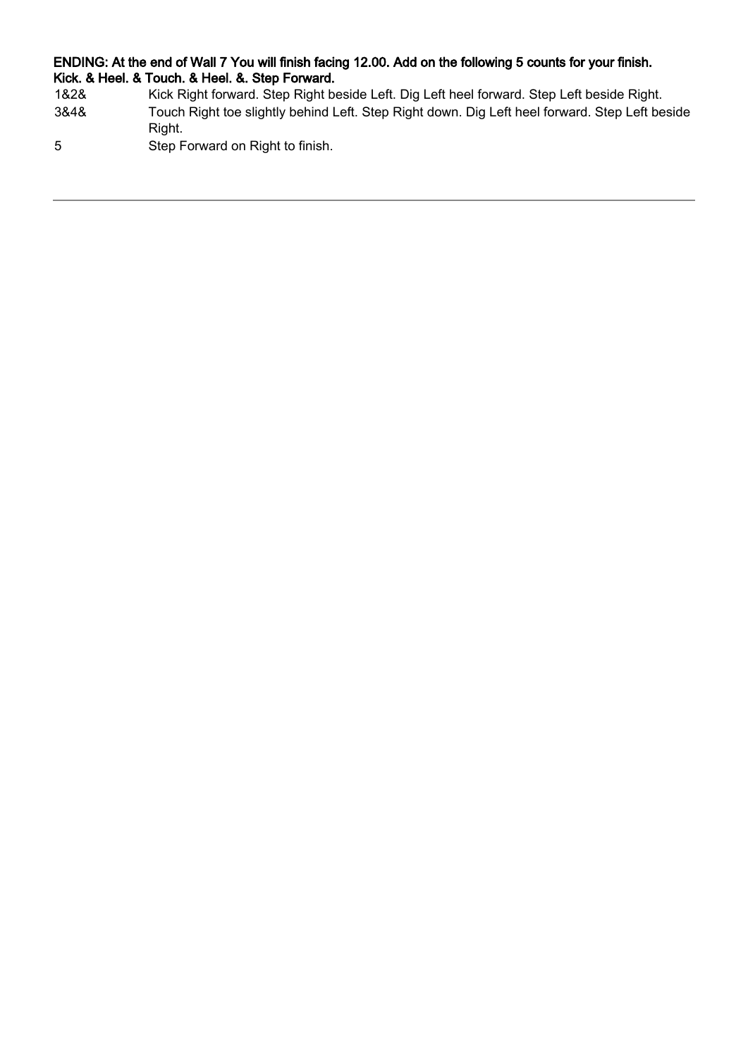**ENDING: At the end of Wall 7 You will finish facing 12.00. Add on the following 5 counts for your finish.**
**Kick. & Heel. & Touch. & Heel. &. Step Forward.**

| | |
|---|---|
| 1&2& | Kick Right forward. Step Right beside Left. Dig Left heel forward. Step Left beside Right. |
| 3&4& | Touch Right toe slightly behind Left. Step Right down. Dig Left heel forward. Step Left beside Right. |
| 5 | Step Forward on Right to finish. |